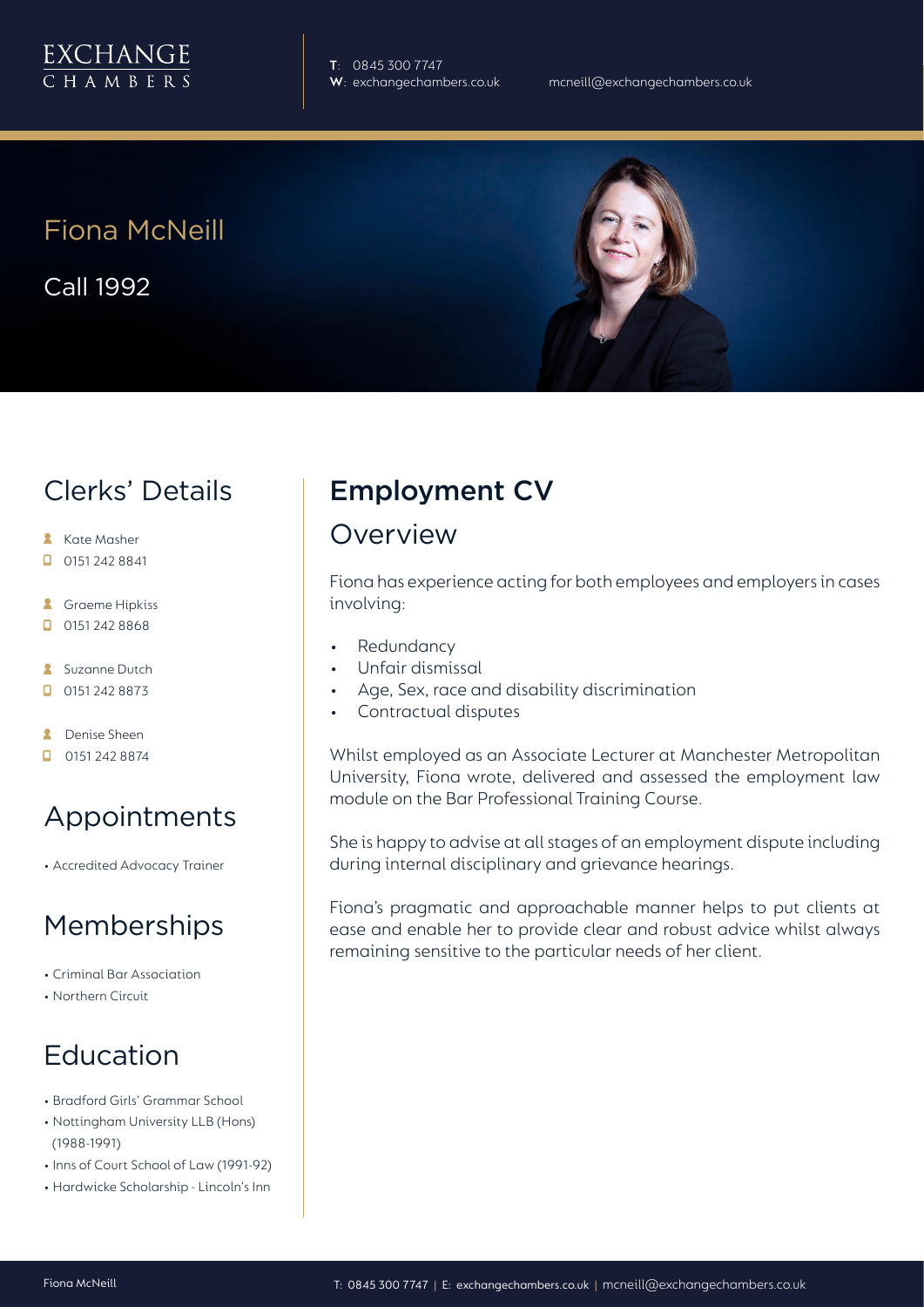EXCHANGE CHAMBERS

T: 0845 300 7747
W: exchangechambers.co.uk
mcneill@exchangechambers.co.uk

# Fiona McNeill

Call 1992

## Clerks' Details

- Kate Masher
- 0151 242 8841
- Graeme Hipkiss
- 0151 242 8868
- Suzanne Dutch
- 0151 242 8873
- Denise Sheen
- 0151 242 8874

## Appointments

- Accredited Advocacy Trainer

## Memberships

- Criminal Bar Association
- Northern Circuit

## Education

- Bradford Girls' Grammar School
- Nottingham University LLB (Hons) (1988-1991)
- Inns of Court School of Law (1991-92)
- Hardwicke Scholarship - Lincoln's Inn

## Employment CV

### Overview

Fiona has experience acting for both employees and employers in cases involving:

- Redundancy
- Unfair dismissal
- Age, Sex, race and disability discrimination
- Contractual disputes

Whilst employed as an Associate Lecturer at Manchester Metropolitan University, Fiona wrote, delivered and assessed the employment law module on the Bar Professional Training Course.

She is happy to advise at all stages of an employment dispute including during internal disciplinary and grievance hearings.

Fiona's pragmatic and approachable manner helps to put clients at ease and enable her to provide clear and robust advice whilst always remaining sensitive to the particular needs of her client.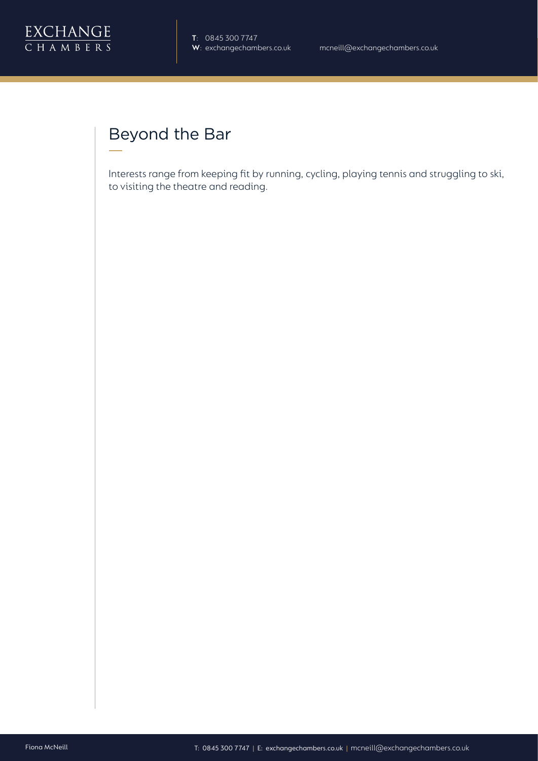## Beyond the Bar

Interests range from keeping fit by running, cycling, playing tennis and struggling to ski, to visiting the theatre and reading.